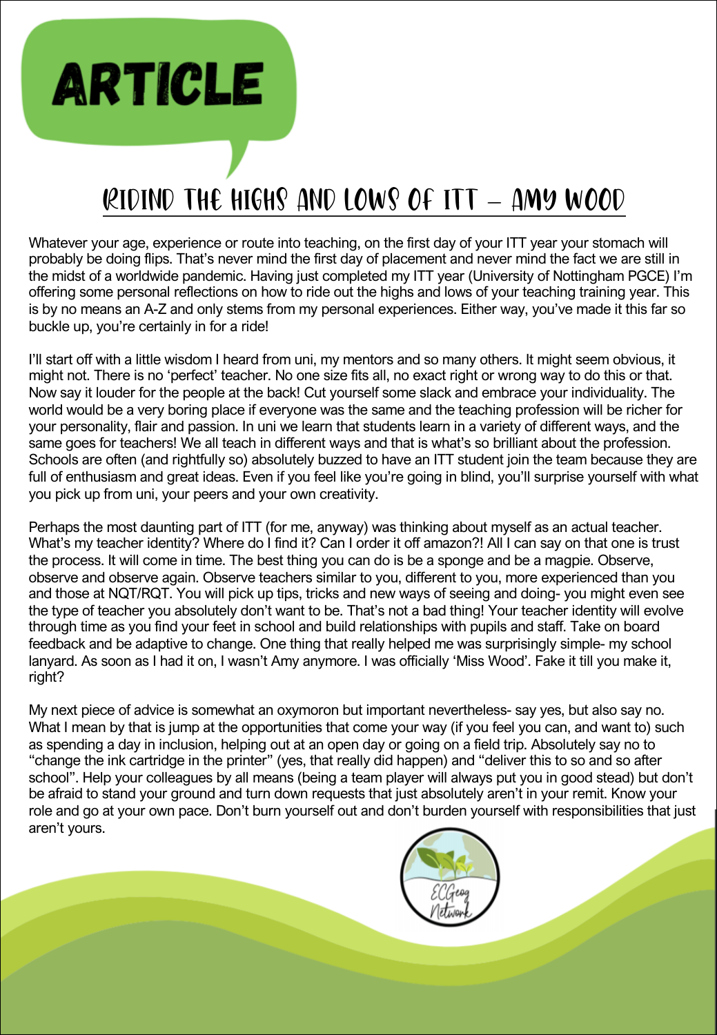# ARTICLE

## RIDIND THE HIGHS AND LOWS OF ITT – AMY WOOD

Whatever your age, experience or route into teaching, on the first day of your ITT year your stomach will probably be doing flips. That's never mind the first day of placement and never mind the fact we are still in the midst of a worldwide pandemic. Having just completed my ITT year (University of Nottingham PGCE) I'm offering some personal reflections on how to ride out the highs and lows of your teaching training year. This is by no means an A-Z and only stems from my personal experiences. Either way, you've made it this far so buckle up, you're certainly in for a ride!

I'll start off with a little wisdom I heard from uni, my mentors and so many others. It might seem obvious, it might not. There is no 'perfect' teacher. No one size fits all, no exact right or wrong way to do this or that. Now say it louder for the people at the back! Cut yourself some slack and embrace your individuality. The world would be a very boring place if everyone was the same and the teaching profession will be richer for your personality, flair and passion. In uni we learn that students learn in a variety of different ways, and the same goes for teachers! We all teach in different ways and that is what's so brilliant about the profession. Schools are often (and rightfully so) absolutely buzzed to have an ITT student join the team because they are full of enthusiasm and great ideas. Even if you feel like you're going in blind, you'll surprise yourself with what you pick up from uni, your peers and your own creativity.

Perhaps the most daunting part of ITT (for me, anyway) was thinking about myself as an actual teacher. What's my teacher identity? Where do I find it? Can I order it off amazon?! All I can say on that one is trust the process. It will come in time. The best thing you can do is be a sponge and be a magpie. Observe, observe and observe again. Observe teachers similar to you, different to you, more experienced than you and those at NQT/RQT. You will pick up tips, tricks and new ways of seeing and doing- you might even see the type of teacher you absolutely don't want to be. That's not a bad thing! Your teacher identity will evolve through time as you find your feet in school and build relationships with pupils and staff. Take on board feedback and be adaptive to change. One thing that really helped me was surprisingly simple- my school lanyard. As soon as I had it on, I wasn't Amy anymore. I was officially 'Miss Wood'. Fake it till you make it, right?

My next piece of advice is somewhat an oxymoron but important nevertheless- say yes, but also say no. What I mean by that is jump at the opportunities that come your way (if you feel you can, and want to) such as spending a day in inclusion, helping out at an open day or going on a field trip. Absolutely say no to "change the ink cartridge in the printer" (yes, that really did happen) and "deliver this to so and so after school". Help your colleagues by all means (being a team player will always put you in good stead) but don't be afraid to stand your ground and turn down requests that just absolutely aren't in your remit. Know your role and go at your own pace. Don't burn yourself out and don't burden yourself with responsibilities that just aren't yours.

ECGeog Network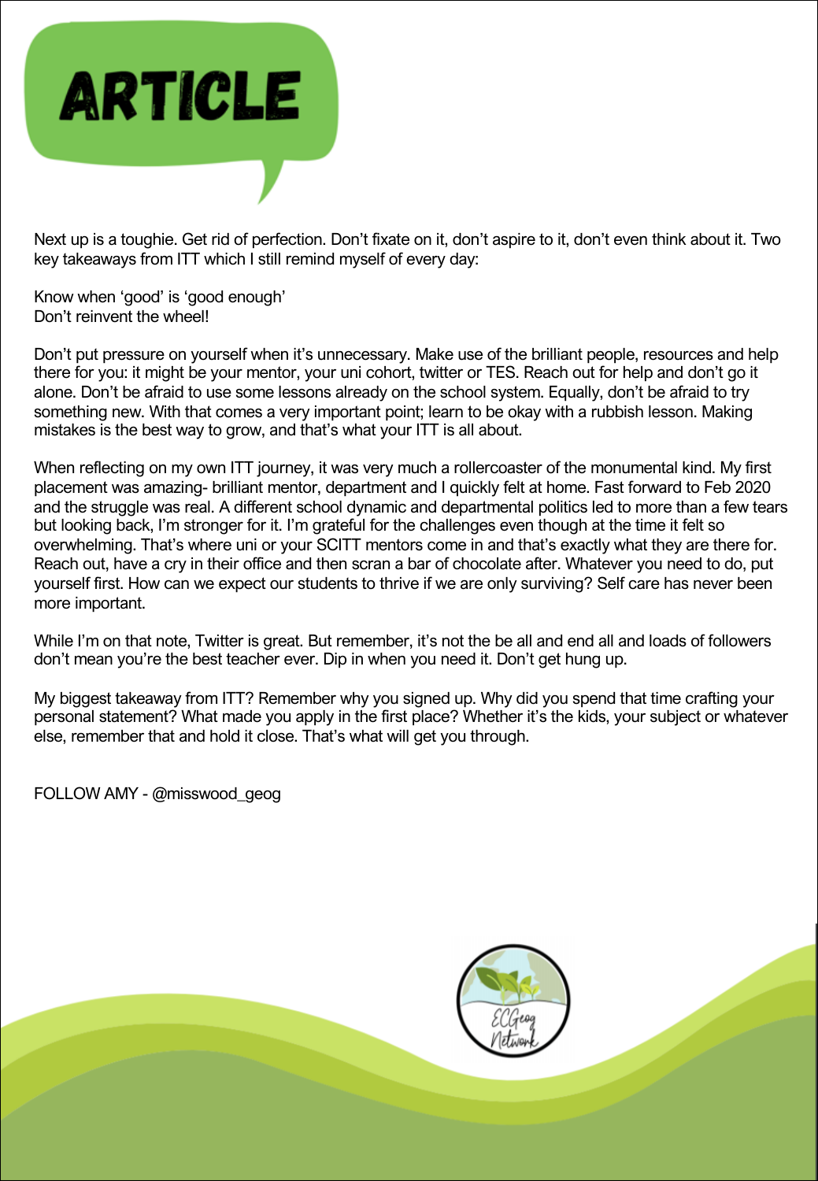# ARTICLE

Next up is a toughie. Get rid of perfection. Don't fixate on it, don't aspire to it, don't even think about it. Two key takeaways from ITT which I still remind myself of every day:

Know when 'good' is 'good enough'
Don't reinvent the wheel!

Don't put pressure on yourself when it's unnecessary. Make use of the brilliant people, resources and help there for you: it might be your mentor, your uni cohort, twitter or TES. Reach out for help and don't go it alone. Don't be afraid to use some lessons already on the school system. Equally, don't be afraid to try something new. With that comes a very important point; learn to be okay with a rubbish lesson. Making mistakes is the best way to grow, and that's what your ITT is all about.

When reflecting on my own ITT journey, it was very much a rollercoaster of the monumental kind. My first placement was amazing- brilliant mentor, department and I quickly felt at home. Fast forward to Feb 2020 and the struggle was real. A different school dynamic and departmental politics led to more than a few tears but looking back, I'm stronger for it. I'm grateful for the challenges even though at the time it felt so overwhelming. That's where uni or your SCITT mentors come in and that's exactly what they are there for. Reach out, have a cry in their office and then scran a bar of chocolate after. Whatever you need to do, put yourself first. How can we expect our students to thrive if we are only surviving? Self care has never been more important.

While I'm on that note, Twitter is great. But remember, it's not the be all and end all and loads of followers don't mean you're the best teacher ever. Dip in when you need it. Don't get hung up.

My biggest takeaway from ITT? Remember why you signed up. Why did you spend that time crafting your personal statement? What made you apply in the first place? Whether it's the kids, your subject or whatever else, remember that and hold it close. That's what will get you through.

FOLLOW AMY - @misswood_geog

ECGeog Network